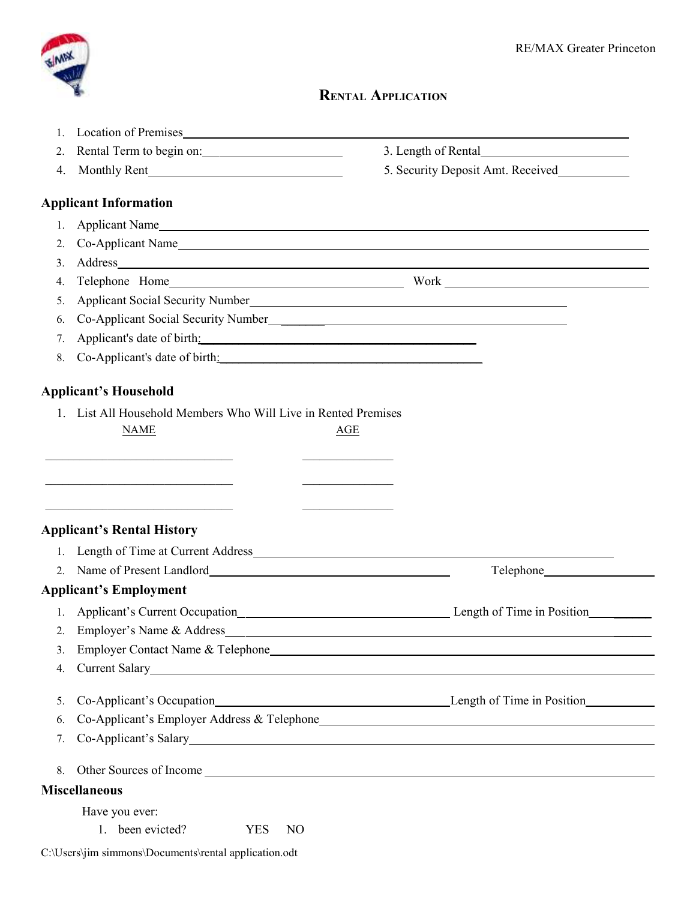RE/MAX Greater Princeton

# Rental Application

1. Location of Premises_______________________________________________
2. Rental Term to begin on:____________________ 3. Length of Rental____________________
4. Monthly Rent____________________ 5. Security Deposit Amt. Received__________

## Applicant Information

1. Applicant Name_______________________________________________
2. Co-Applicant Name_______________________________________________
3. Address_______________________________________________
4. Telephone Home____________________ Work____________________
5. Applicant Social Security Number____________________
6. Co-Applicant Social Security Number____________________
7. Applicant's date of birth:____________________
8. Co-Applicant's date of birth:____________________

## Applicant's Household

1. List All Household Members Who Will Live in Rented Premises

| NAME | AGE |
|---|---|
| ____________________ | __________ |
| ____________________ | __________ |
| ____________________ | __________ |

## Applicant's Rental History

1. Length of Time at Current Address____________________
2. Name of Present Landlord____________________ Telephone__________

## Applicant's Employment

1. Applicant's Current Occupation____________________ Length of Time in Position__________
2. Employer's Name & Address____________________
3. Employer Contact Name & Telephone____________________
4. Current Salary____________________
5. Co-Applicant's Occupation____________________ Length of Time in Position__________
6. Co-Applicant's Employer Address & Telephone____________________
7. Co-Applicant's Salary____________________
8. Other Sources of Income____________________

## Miscellaneous

Have you ever:

1. been evicted? YES NO

C:\Users\jim simmons\Documents\rental application.odt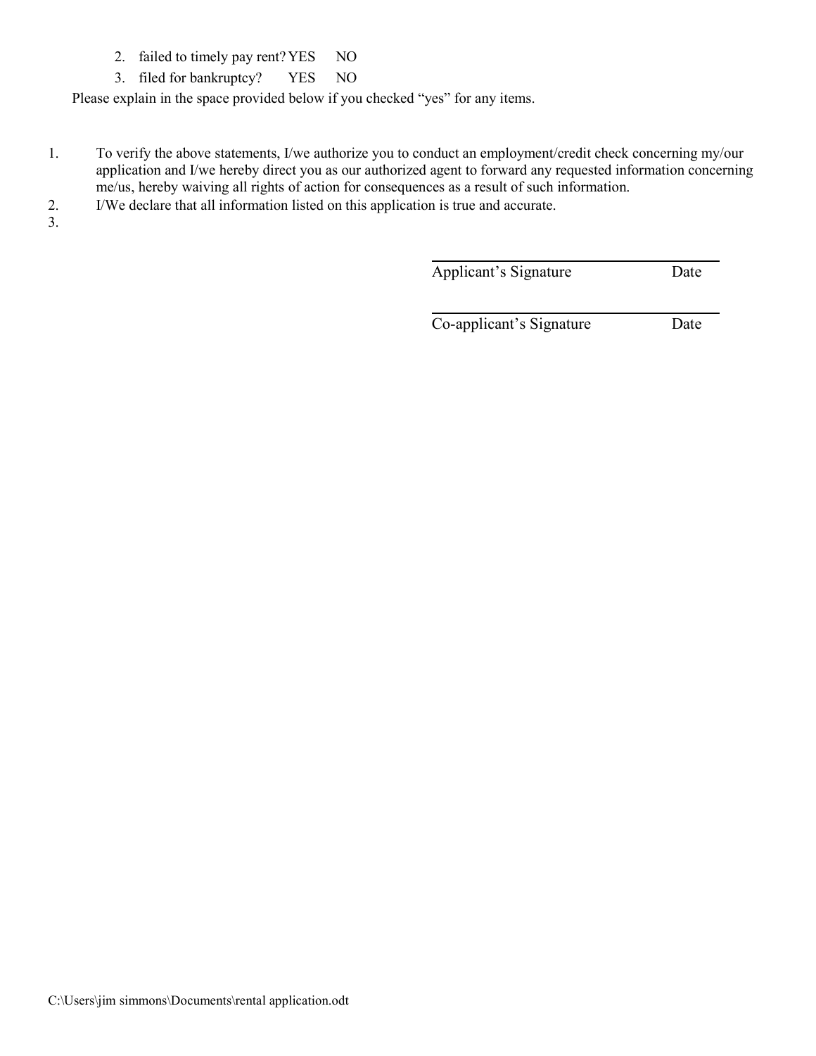2. failed to timely pay rent? YES NO
3. filed for bankruptcy? YES NO

Please explain in the space provided below if you checked "yes" for any items.

1. To verify the above statements, I/we authorize you to conduct an employment/credit check concerning my/our application and I/we hereby direct you as our authorized agent to forward any requested information concerning me/us, hereby waiving all rights of action for consequences as a result of such information.
2. I/We declare that all information listed on this application is true and accurate.
3.

\_\_\_\_\_\_\_\_\_\_\_\_\_\_\_\_\_\_\_\_\_\_\_\_\_\_\_\_\_\_\_\_\_\_\_\_\_\_\_\_

Applicant's Signature Date

\_\_\_\_\_\_\_\_\_\_\_\_\_\_\_\_\_\_\_\_\_\_\_\_\_\_\_\_\_\_\_\_\_\_\_\_\_\_\_\_

Co-applicant's Signature Date

C:\Users\jim simmons\Documents\rental application.odt